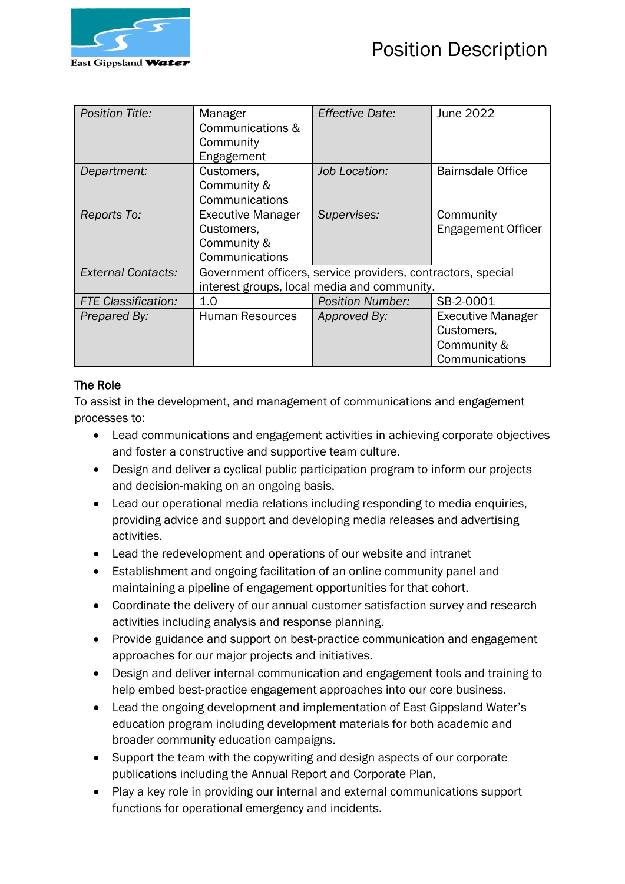# Position Description

| *Position Title:* | Manager Communications & Community Engagement | *Effective Date:* | June 2022 |
|---|---|---|---|
| *Department:* | Customers, Community & Communications | *Job Location:* | Bairnsdale Office |
| *Reports To:* | Executive Manager Customers, Community & Communications | *Supervises:* | Community Engagement Officer |
| *External Contacts:* | Government officers, service providers, contractors, special interest groups, local media and community. | | |
| *FTE Classification:* | 1.0 | *Position Number:* | SB-2-0001 |
| *Prepared By:* | Human Resources | *Approved By:* | Executive Manager Customers, Community & Communications |

**The Role**

To assist in the development, and management of communications and engagement processes to:

- Lead communications and engagement activities in achieving corporate objectives and foster a constructive and supportive team culture.
- Design and deliver a cyclical public participation program to inform our projects and decision-making on an ongoing basis.
- Lead our operational media relations including responding to media enquiries, providing advice and support and developing media releases and advertising activities.
- Lead the redevelopment and operations of our website and intranet
- Establishment and ongoing facilitation of an online community panel and maintaining a pipeline of engagement opportunities for that cohort.
- Coordinate the delivery of our annual customer satisfaction survey and research activities including analysis and response planning.
- Provide guidance and support on best-practice communication and engagement approaches for our major projects and initiatives.
- Design and deliver internal communication and engagement tools and training to help embed best-practice engagement approaches into our core business.
- Lead the ongoing development and implementation of East Gippsland Water's education program including development materials for both academic and broader community education campaigns.
- Support the team with the copywriting and design aspects of our corporate publications including the Annual Report and Corporate Plan,
- Play a key role in providing our internal and external communications support functions for operational emergency and incidents.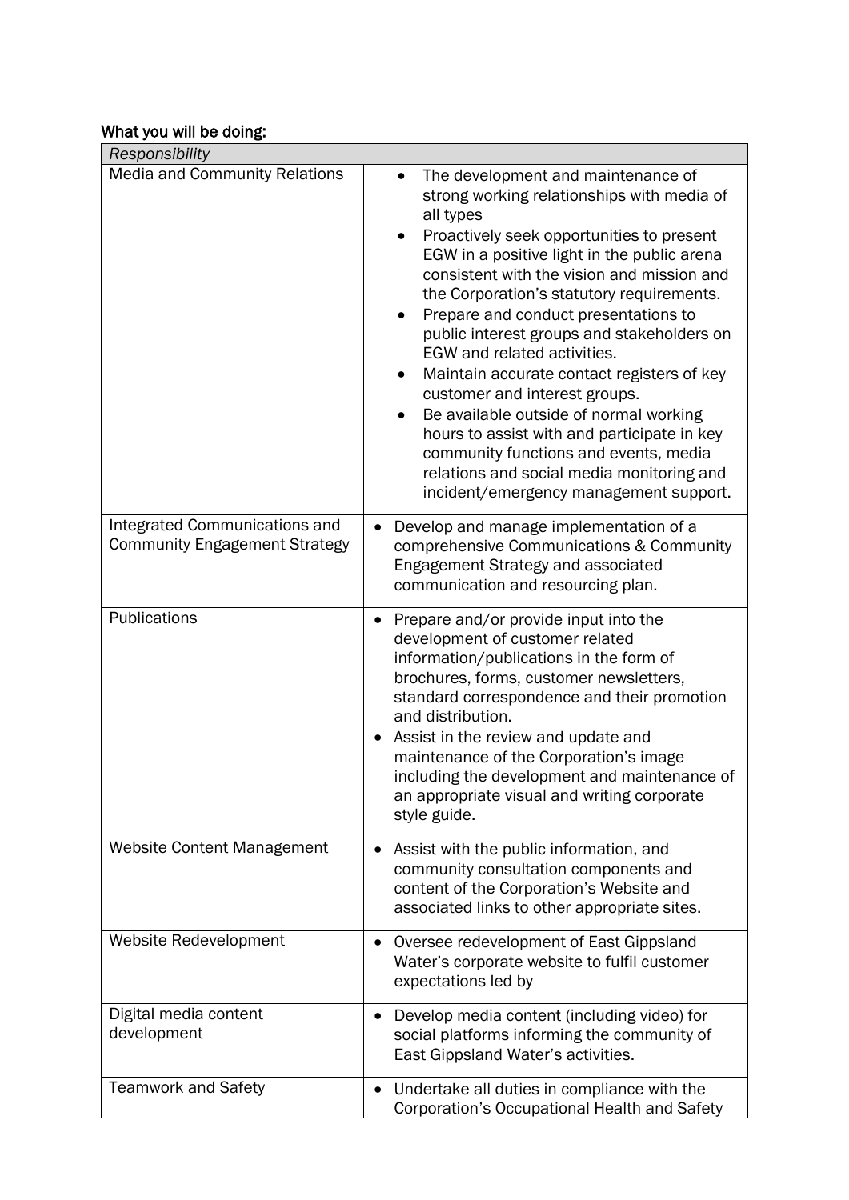**What you will be doing:**

| *Responsibility* | |
|---|---|
| Media and Community Relations | • The development and maintenance of strong working relationships with media of all types<br>• Proactively seek opportunities to present EGW in a positive light in the public arena consistent with the vision and mission and the Corporation's statutory requirements.<br>• Prepare and conduct presentations to public interest groups and stakeholders on EGW and related activities.<br>• Maintain accurate contact registers of key customer and interest groups.<br>• Be available outside of normal working hours to assist with and participate in key community functions and events, media relations and social media monitoring and incident/emergency management support. |
| Integrated Communications and Community Engagement Strategy | • Develop and manage implementation of a comprehensive Communications & Community Engagement Strategy and associated communication and resourcing plan. |
| Publications | • Prepare and/or provide input into the development of customer related information/publications in the form of brochures, forms, customer newsletters, standard correspondence and their promotion and distribution.<br>• Assist in the review and update and maintenance of the Corporation's image including the development and maintenance of an appropriate visual and writing corporate style guide. |
| Website Content Management | • Assist with the public information, and community consultation components and content of the Corporation's Website and associated links to other appropriate sites. |
| Website Redevelopment | • Oversee redevelopment of East Gippsland Water's corporate website to fulfil customer expectations led by |
| Digital media content development | • Develop media content (including video) for social platforms informing the community of East Gippsland Water's activities. |
| Teamwork and Safety | • Undertake all duties in compliance with the Corporation's Occupational Health and Safety |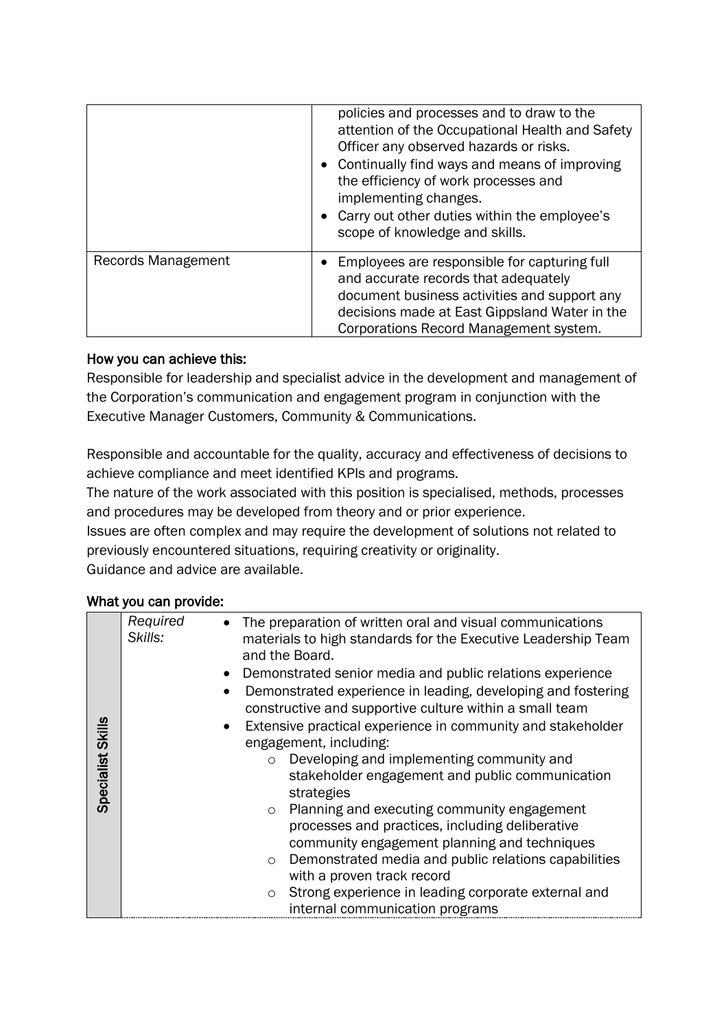| | |
|---|---|
| | policies and processes and to draw to the attention of the Occupational Health and Safety Officer any observed hazards or risks.<br>• Continually find ways and means of improving the efficiency of work processes and implementing changes.<br>• Carry out other duties within the employee's scope of knowledge and skills. |
| Records Management | • Employees are responsible for capturing full and accurate records that adequately document business activities and support any decisions made at East Gippsland Water in the Corporations Record Management system. |

**How you can achieve this:**

Responsible for leadership and specialist advice in the development and management of the Corporation's communication and engagement program in conjunction with the Executive Manager Customers, Community & Communications.

Responsible and accountable for the quality, accuracy and effectiveness of decisions to achieve compliance and meet identified KPIs and programs.
The nature of the work associated with this position is specialised, methods, processes and procedures may be developed from theory and or prior experience.
Issues are often complex and may require the development of solutions not related to previously encountered situations, requiring creativity or originality.
Guidance and advice are available.

**What you can provide:**

| | | |
|---|---|---|
| **Specialist Skills** | *Required Skills:* | • The preparation of written oral and visual communications materials to high standards for the Executive Leadership Team and the Board.<br>• Demonstrated senior media and public relations experience<br>• Demonstrated experience in leading, developing and fostering constructive and supportive culture within a small team<br>• Extensive practical experience in community and stakeholder engagement, including:<br>  ○ Developing and implementing community and stakeholder engagement and public communication strategies<br>  ○ Planning and executing community engagement processes and practices, including deliberative community engagement planning and techniques<br>  ○ Demonstrated media and public relations capabilities with a proven track record<br>  ○ Strong experience in leading corporate external and internal communication programs |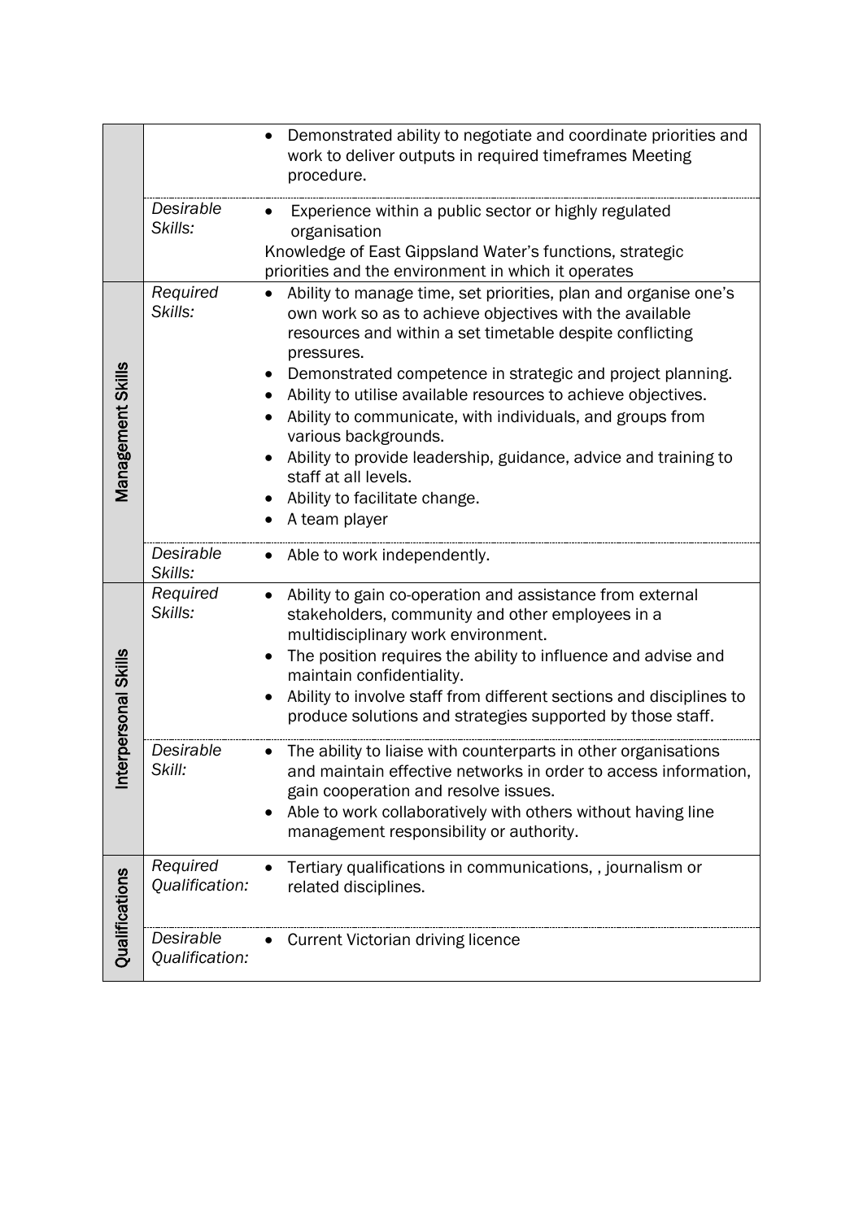| | | |
|---|---|---|
| | | • Demonstrated ability to negotiate and coordinate priorities and work to deliver outputs in required timeframes Meeting procedure. |
| | *Desirable Skills:* | • Experience within a public sector or highly regulated organisation<br>Knowledge of East Gippsland Water's functions, strategic priorities and the environment in which it operates |
| **Management Skills** | *Required Skills:* | • Ability to manage time, set priorities, plan and organise one's own work so as to achieve objectives with the available resources and within a set timetable despite conflicting pressures.<br>• Demonstrated competence in strategic and project planning.<br>• Ability to utilise available resources to achieve objectives.<br>• Ability to communicate, with individuals, and groups from various backgrounds.<br>• Ability to provide leadership, guidance, advice and training to staff at all levels.<br>• Ability to facilitate change.<br>• A team player |
| | *Desirable Skills:* | • Able to work independently. |
| **Interpersonal Skills** | *Required Skills:* | • Ability to gain co-operation and assistance from external stakeholders, community and other employees in a multidisciplinary work environment.<br>• The position requires the ability to influence and advise and maintain confidentiality.<br>• Ability to involve staff from different sections and disciplines to produce solutions and strategies supported by those staff. |
| | *Desirable Skill:* | • The ability to liaise with counterparts in other organisations and maintain effective networks in order to access information, gain cooperation and resolve issues.<br>• Able to work collaboratively with others without having line management responsibility or authority. |
| **Qualifications** | *Required Qualification:* | • Tertiary qualifications in communications, , journalism or related disciplines. |
| | *Desirable Qualification:* | • Current Victorian driving licence |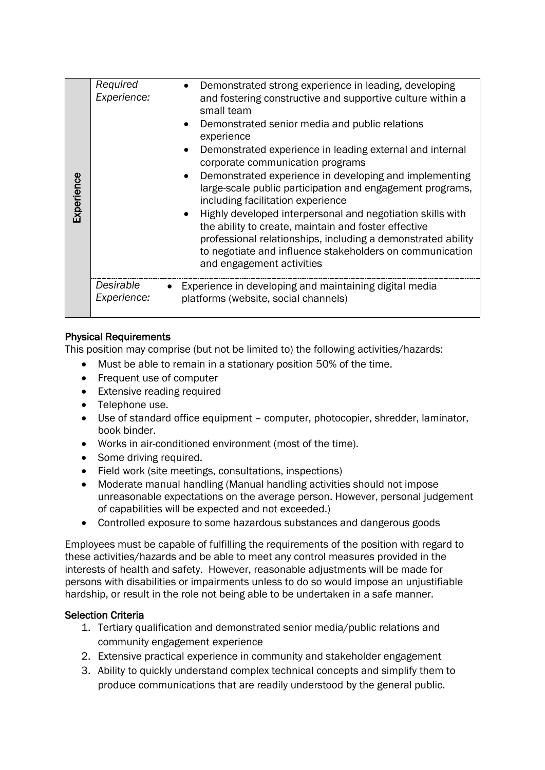| Experience | | |
|---|---|---|
| | *Required Experience:* | <ul><li>Demonstrated strong experience in leading, developing and fostering constructive and supportive culture within a small team</li><li>Demonstrated senior media and public relations experience</li><li>Demonstrated experience in leading external and internal corporate communication programs</li><li>Demonstrated experience in developing and implementing large-scale public participation and engagement programs, including facilitation experience</li><li>Highly developed interpersonal and negotiation skills with the ability to create, maintain and foster effective professional relationships, including a demonstrated ability to negotiate and influence stakeholders on communication and engagement activities</li></ul> |
| | *Desirable Experience:* | <ul><li>Experience in developing and maintaining digital media platforms (website, social channels)</li></ul> |

**Physical Requirements**

This position may comprise (but not be limited to) the following activities/hazards:

- Must be able to remain in a stationary position 50% of the time.
- Frequent use of computer
- Extensive reading required
- Telephone use.
- Use of standard office equipment – computer, photocopier, shredder, laminator, book binder.
- Works in air-conditioned environment (most of the time).
- Some driving required.
- Field work (site meetings, consultations, inspections)
- Moderate manual handling (Manual handling activities should not impose unreasonable expectations on the average person. However, personal judgement of capabilities will be expected and not exceeded.)
- Controlled exposure to some hazardous substances and dangerous goods

Employees must be capable of fulfilling the requirements of the position with regard to these activities/hazards and be able to meet any control measures provided in the interests of health and safety. However, reasonable adjustments will be made for persons with disabilities or impairments unless to do so would impose an unjustifiable hardship, or result in the role not being able to be undertaken in a safe manner.

**Selection Criteria**

1. Tertiary qualification and demonstrated senior media/public relations and community engagement experience
2. Extensive practical experience in community and stakeholder engagement
3. Ability to quickly understand complex technical concepts and simplify them to produce communications that are readily understood by the general public.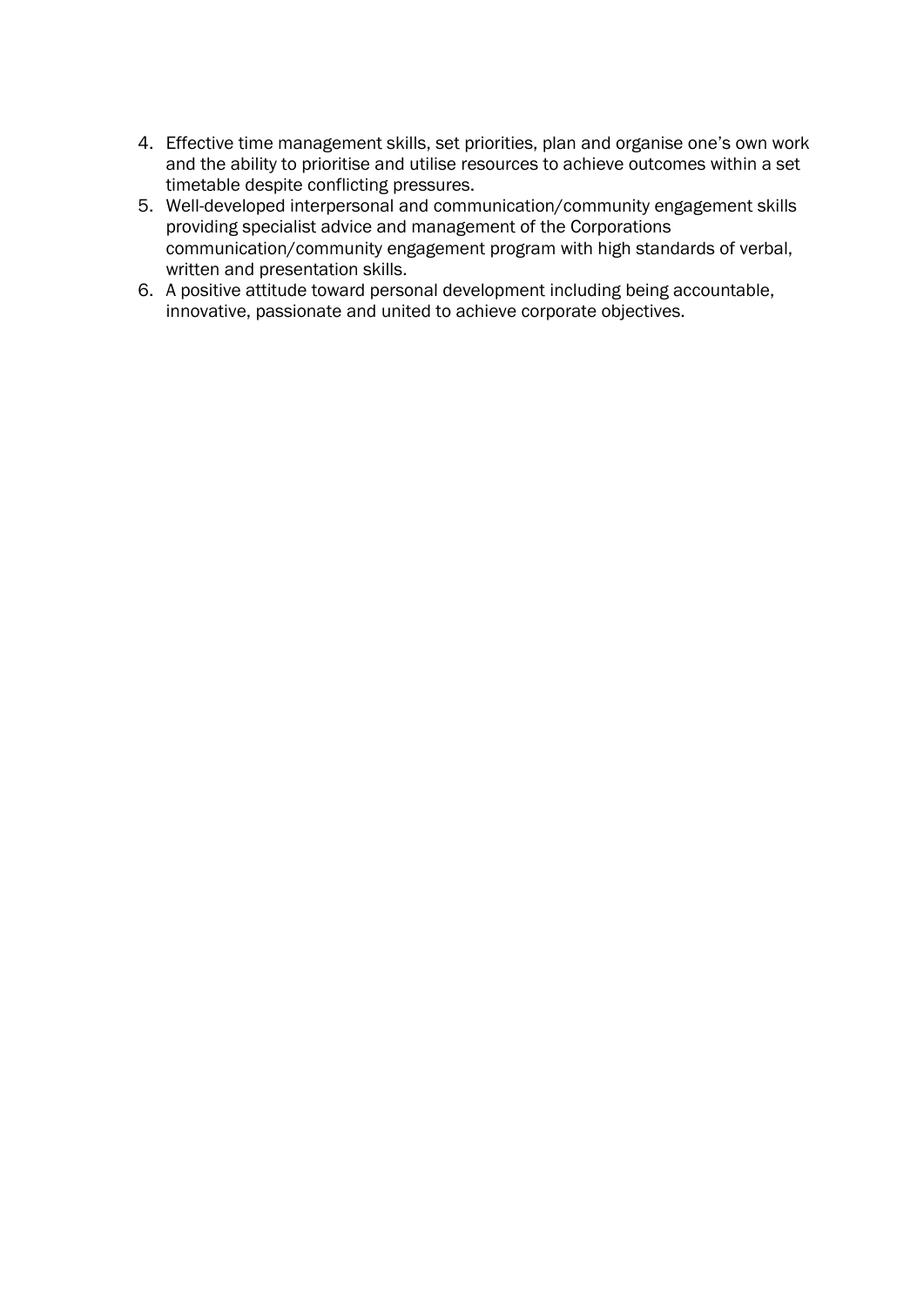4. Effective time management skills, set priorities, plan and organise one's own work and the ability to prioritise and utilise resources to achieve outcomes within a set timetable despite conflicting pressures.
5. Well-developed interpersonal and communication/community engagement skills providing specialist advice and management of the Corporations communication/community engagement program with high standards of verbal, written and presentation skills.
6. A positive attitude toward personal development including being accountable, innovative, passionate and united to achieve corporate objectives.